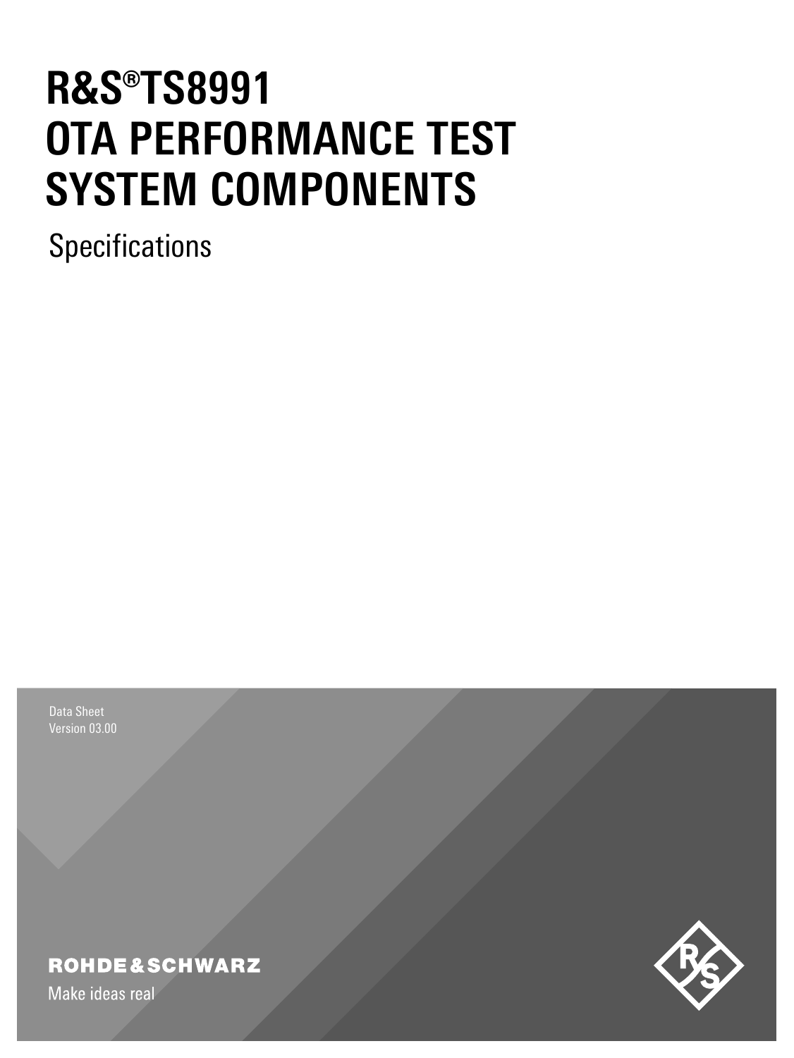# R&S®TS8991 OTA PERFORMANCE TEST SYSTEM COMPONENTS

Specifications

Data Sheet
Version 03.00

ROHDE&SCHWARZ

Make ideas real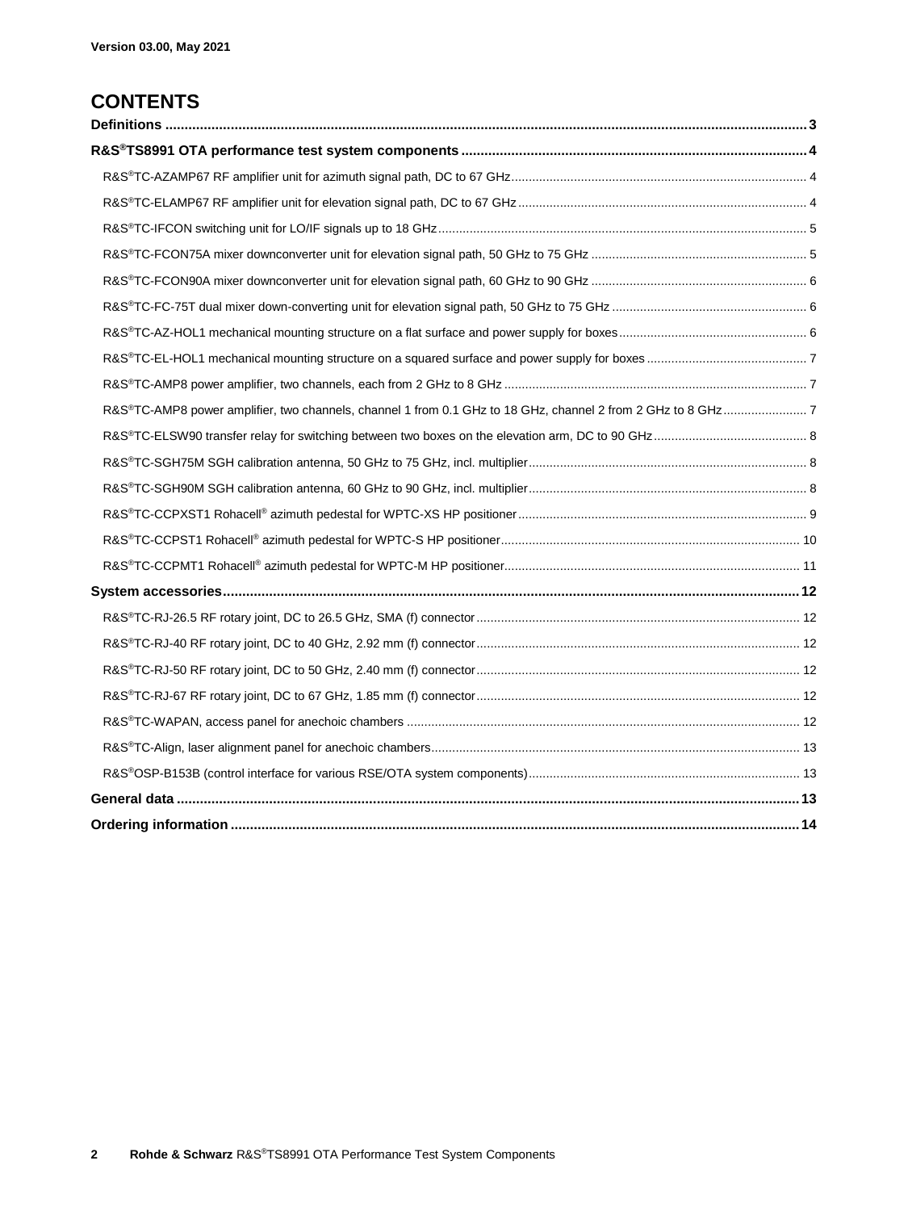Version 03.00, May 2021

# CONTENTS

**Definitions** ..... **3**

**R&S®TS8991 OTA performance test system components** ..... **4**

- R&S®TC-AZAMP67 RF amplifier unit for azimuth signal path, DC to 67 GHz ..... 4
- R&S®TC-ELAMP67 RF amplifier unit for elevation signal path, DC to 67 GHz ..... 4
- R&S®TC-IFCON switching unit for LO/IF signals up to 18 GHz ..... 5
- R&S®TC-FCON75A mixer downconverter unit for elevation signal path, 50 GHz to 75 GHz ..... 5
- R&S®TC-FCON90A mixer downconverter unit for elevation signal path, 60 GHz to 90 GHz ..... 6
- R&S®TC-FC-75T dual mixer down-converting unit for elevation signal path, 50 GHz to 75 GHz ..... 6
- R&S®TC-AZ-HOL1 mechanical mounting structure on a flat surface and power supply for boxes ..... 6
- R&S®TC-EL-HOL1 mechanical mounting structure on a squared surface and power supply for boxes ..... 7
- R&S®TC-AMP8 power amplifier, two channels, each from 2 GHz to 8 GHz ..... 7
- R&S®TC-AMP8 power amplifier, two channels, channel 1 from 0.1 GHz to 18 GHz, channel 2 from 2 GHz to 8 GHz ..... 7
- R&S®TC-ELSW90 transfer relay for switching between two boxes on the elevation arm, DC to 90 GHz ..... 8
- R&S®TC-SGH75M SGH calibration antenna, 50 GHz to 75 GHz, incl. multiplier ..... 8
- R&S®TC-SGH90M SGH calibration antenna, 60 GHz to 90 GHz, incl. multiplier ..... 8
- R&S®TC-CCPXST1 Rohacell® azimuth pedestal for WPTC-XS HP positioner ..... 9
- R&S®TC-CCPST1 Rohacell® azimuth pedestal for WPTC-S HP positioner ..... 10
- R&S®TC-CCPMT1 Rohacell® azimuth pedestal for WPTC-M HP positioner ..... 11

**System accessories** ..... **12**

- R&S®TC-RJ-26.5 RF rotary joint, DC to 26.5 GHz, SMA (f) connector ..... 12
- R&S®TC-RJ-40 RF rotary joint, DC to 40 GHz, 2.92 mm (f) connector ..... 12
- R&S®TC-RJ-50 RF rotary joint, DC to 50 GHz, 2.40 mm (f) connector ..... 12
- R&S®TC-RJ-67 RF rotary joint, DC to 67 GHz, 1.85 mm (f) connector ..... 12
- R&S®TC-WAPAN, access panel for anechoic chambers ..... 12
- R&S®TC-Align, laser alignment panel for anechoic chambers ..... 13
- R&S®OSP-B153B (control interface for various RSE/OTA system components) ..... 13

**General data** ..... **13**

**Ordering information** ..... **14**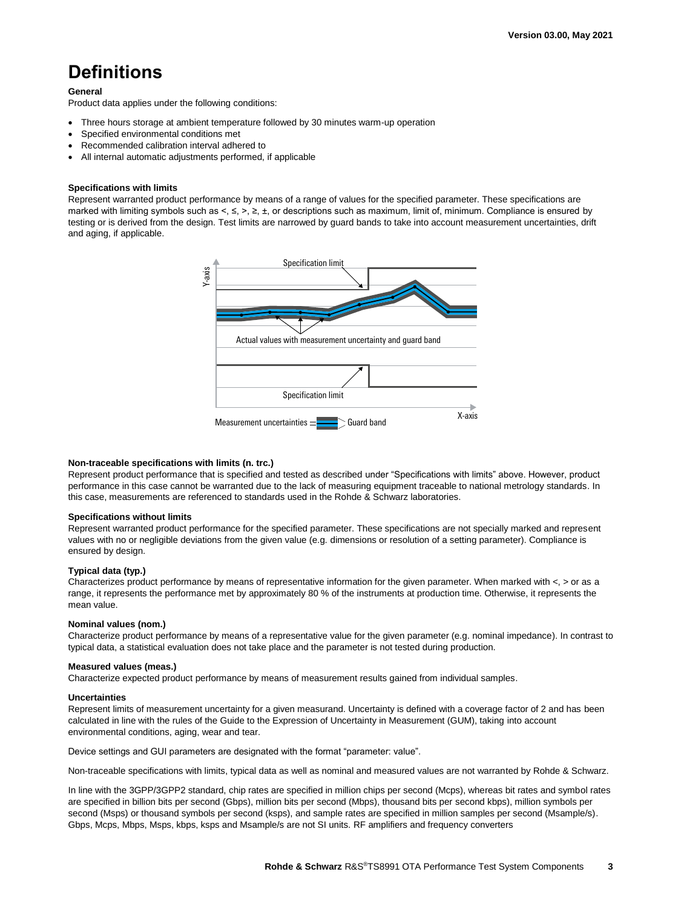# Definitions

**General**

Product data applies under the following conditions:

- Three hours storage at ambient temperature followed by 30 minutes warm-up operation
- Specified environmental conditions met
- Recommended calibration interval adhered to
- All internal automatic adjustments performed, if applicable

**Specifications with limits**

Represent warranted product performance by means of a range of values for the specified parameter. These specifications are marked with limiting symbols such as <, ≤, >, ≥, ±, or descriptions such as maximum, limit of, minimum. Compliance is ensured by testing or is derived from the design. Test limits are narrowed by guard bands to take into account measurement uncertainties, drift and aging, if applicable.

Specification limit

Y-axis

Actual values with measurement uncertainty and guard band

Specification limit

X-axis

Measurement uncertainties — Guard band

**Non-traceable specifications with limits (n. trc.)**

Represent product performance that is specified and tested as described under "Specifications with limits" above. However, product performance in this case cannot be warranted due to the lack of measuring equipment traceable to national metrology standards. In this case, measurements are referenced to standards used in the Rohde & Schwarz laboratories.

**Specifications without limits**

Represent warranted product performance for the specified parameter. These specifications are not specially marked and represent values with no or negligible deviations from the given value (e.g. dimensions or resolution of a setting parameter). Compliance is ensured by design.

**Typical data (typ.)**

Characterizes product performance by means of representative information for the given parameter. When marked with <, > or as a range, it represents the performance met by approximately 80 % of the instruments at production time. Otherwise, it represents the mean value.

**Nominal values (nom.)**

Characterize product performance by means of a representative value for the given parameter (e.g. nominal impedance). In contrast to typical data, a statistical evaluation does not take place and the parameter is not tested during production.

**Measured values (meas.)**

Characterize expected product performance by means of measurement results gained from individual samples.

**Uncertainties**

Represent limits of measurement uncertainty for a given measurand. Uncertainty is defined with a coverage factor of 2 and has been calculated in line with the rules of the Guide to the Expression of Uncertainty in Measurement (GUM), taking into account environmental conditions, aging, wear and tear.

Device settings and GUI parameters are designated with the format "parameter: value".

Non-traceable specifications with limits, typical data as well as nominal and measured values are not warranted by Rohde & Schwarz.

In line with the 3GPP/3GPP2 standard, chip rates are specified in million chips per second (Mcps), whereas bit rates and symbol rates are specified in billion bits per second (Gbps), million bits per second (Mbps), thousand bits per second kbps), million symbols per second (Msps) or thousand symbols per second (ksps), and sample rates are specified in million samples per second (Msample/s). Gbps, Mcps, Mbps, Msps, kbps, ksps and Msample/s are not SI units. RF amplifiers and frequency converters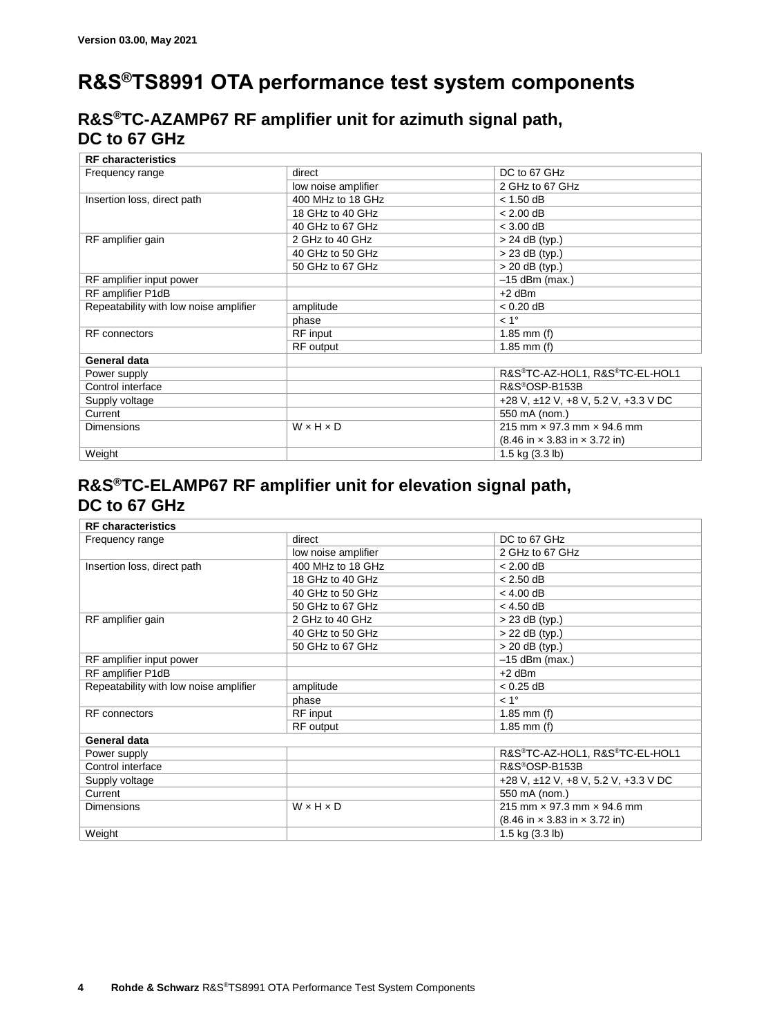Version 03.00, May 2021

# R&S®TS8991 OTA performance test system components

## R&S®TC-AZAMP67 RF amplifier unit for azimuth signal path, DC to 67 GHz

| RF characteristics | | |
|---|---|---|
| Frequency range | direct | DC to 67 GHz |
| | low noise amplifier | 2 GHz to 67 GHz |
| Insertion loss, direct path | 400 MHz to 18 GHz | < 1.50 dB |
| | 18 GHz to 40 GHz | < 2.00 dB |
| | 40 GHz to 67 GHz | < 3.00 dB |
| RF amplifier gain | 2 GHz to 40 GHz | > 24 dB (typ.) |
| | 40 GHz to 50 GHz | > 23 dB (typ.) |
| | 50 GHz to 67 GHz | > 20 dB (typ.) |
| RF amplifier input power | | –15 dBm (max.) |
| RF amplifier P1dB | | +2 dBm |
| Repeatability with low noise amplifier | amplitude | < 0.20 dB |
| | phase | < 1° |
| RF connectors | RF input | 1.85 mm (f) |
| | RF output | 1.85 mm (f) |
| **General data** | | |
| Power supply | | R&S®TC-AZ-HOL1, R&S®TC-EL-HOL1 |
| Control interface | | R&S®OSP-B153B |
| Supply voltage | | +28 V, ±12 V, +8 V, 5.2 V, +3.3 V DC |
| Current | | 550 mA (nom.) |
| Dimensions | W × H × D | 215 mm × 97.3 mm × 94.6 mm (8.46 in × 3.83 in × 3.72 in) |
| Weight | | 1.5 kg (3.3 lb) |

## R&S®TC-ELAMP67 RF amplifier unit for elevation signal path, DC to 67 GHz

| RF characteristics | | |
|---|---|---|
| Frequency range | direct | DC to 67 GHz |
| | low noise amplifier | 2 GHz to 67 GHz |
| Insertion loss, direct path | 400 MHz to 18 GHz | < 2.00 dB |
| | 18 GHz to 40 GHz | < 2.50 dB |
| | 40 GHz to 50 GHz | < 4.00 dB |
| | 50 GHz to 67 GHz | < 4.50 dB |
| RF amplifier gain | 2 GHz to 40 GHz | > 23 dB (typ.) |
| | 40 GHz to 50 GHz | > 22 dB (typ.) |
| | 50 GHz to 67 GHz | > 20 dB (typ.) |
| RF amplifier input power | | –15 dBm (max.) |
| RF amplifier P1dB | | +2 dBm |
| Repeatability with low noise amplifier | amplitude | < 0.25 dB |
| | phase | < 1° |
| RF connectors | RF input | 1.85 mm (f) |
| | RF output | 1.85 mm (f) |
| **General data** | | |
| Power supply | | R&S®TC-AZ-HOL1, R&S®TC-EL-HOL1 |
| Control interface | | R&S®OSP-B153B |
| Supply voltage | | +28 V, ±12 V, +8 V, 5.2 V, +3.3 V DC |
| Current | | 550 mA (nom.) |
| Dimensions | W × H × D | 215 mm × 97.3 mm × 94.6 mm (8.46 in × 3.83 in × 3.72 in) |
| Weight | | 1.5 kg (3.3 lb) |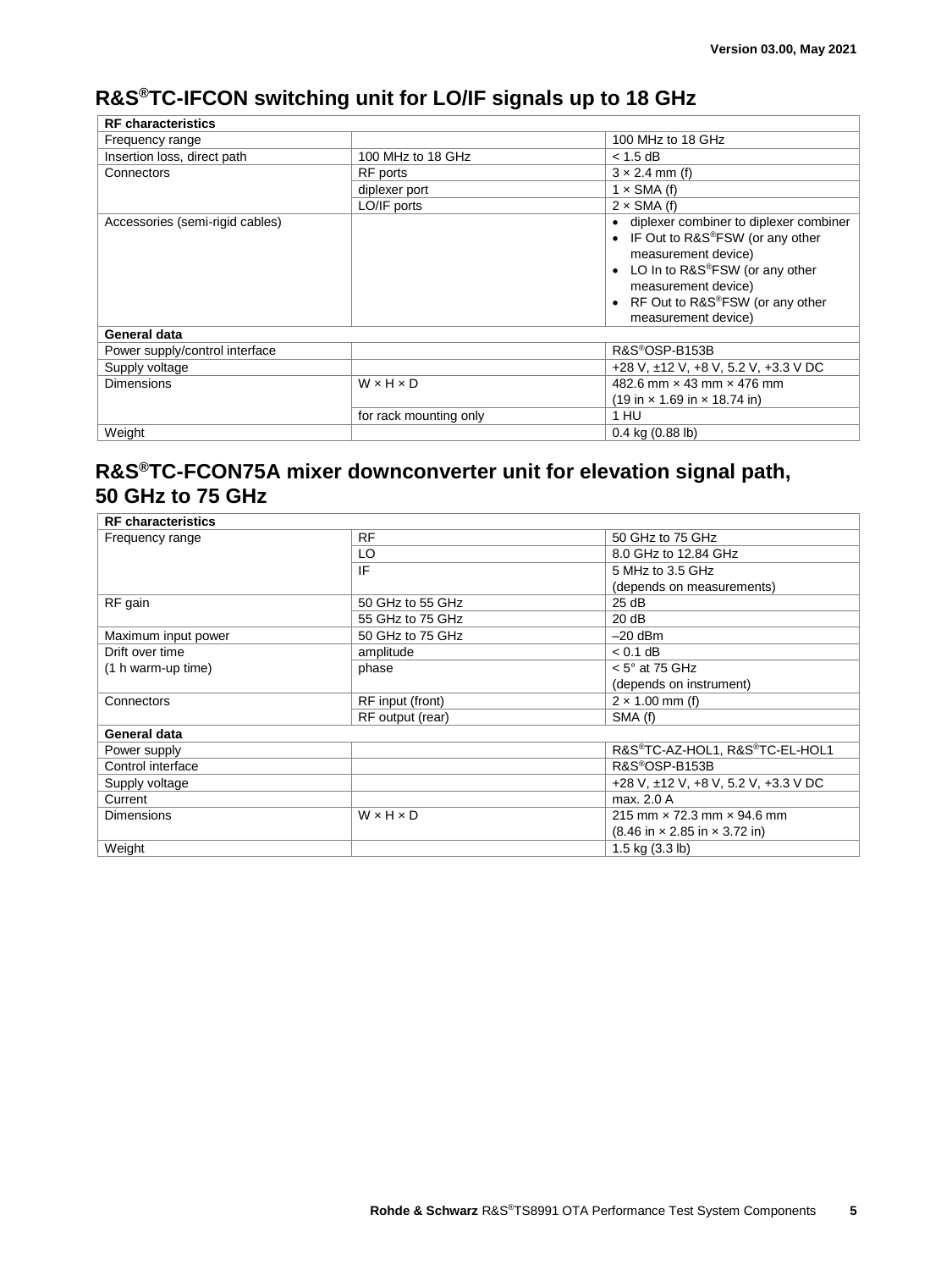## R&S®TC-IFCON switching unit for LO/IF signals up to 18 GHz

| RF characteristics | | |
|---|---|---|
| Frequency range | | 100 MHz to 18 GHz |
| Insertion loss, direct path | 100 MHz to 18 GHz | < 1.5 dB |
| Connectors | RF ports | 3 × 2.4 mm (f) |
| | diplexer port | 1 × SMA (f) |
| | LO/IF ports | 2 × SMA (f) |
| Accessories (semi-rigid cables) | | • diplexer combiner to diplexer combiner<br>• IF Out to R&S®FSW (or any other measurement device)<br>• LO In to R&S®FSW (or any other measurement device)<br>• RF Out to R&S®FSW (or any other measurement device) |
| **General data** | | |
| Power supply/control interface | | R&S®OSP-B153B |
| Supply voltage | | +28 V, ±12 V, +8 V, 5.2 V, +3.3 V DC |
| Dimensions | W × H × D | 482.6 mm × 43 mm × 476 mm<br>(19 in × 1.69 in × 18.74 in) |
| | for rack mounting only | 1 HU |
| Weight | | 0.4 kg (0.88 lb) |

## R&S®TC-FCON75A mixer downconverter unit for elevation signal path, 50 GHz to 75 GHz

| RF characteristics | | |
|---|---|---|
| Frequency range | RF | 50 GHz to 75 GHz |
| | LO | 8.0 GHz to 12.84 GHz |
| | IF | 5 MHz to 3.5 GHz<br>(depends on measurements) |
| RF gain | 50 GHz to 55 GHz | 25 dB |
| | 55 GHz to 75 GHz | 20 dB |
| Maximum input power | 50 GHz to 75 GHz | –20 dBm |
| Drift over time<br>(1 h warm-up time) | amplitude | < 0.1 dB |
| | phase | < 5° at 75 GHz<br>(depends on instrument) |
| Connectors | RF input (front) | 2 × 1.00 mm (f) |
| | RF output (rear) | SMA (f) |
| **General data** | | |
| Power supply | | R&S®TC-AZ-HOL1, R&S®TC-EL-HOL1 |
| Control interface | | R&S®OSP-B153B |
| Supply voltage | | +28 V, ±12 V, +8 V, 5.2 V, +3.3 V DC |
| Current | | max. 2.0 A |
| Dimensions | W × H × D | 215 mm × 72.3 mm × 94.6 mm<br>(8.46 in × 2.85 in × 3.72 in) |
| Weight | | 1.5 kg (3.3 lb) |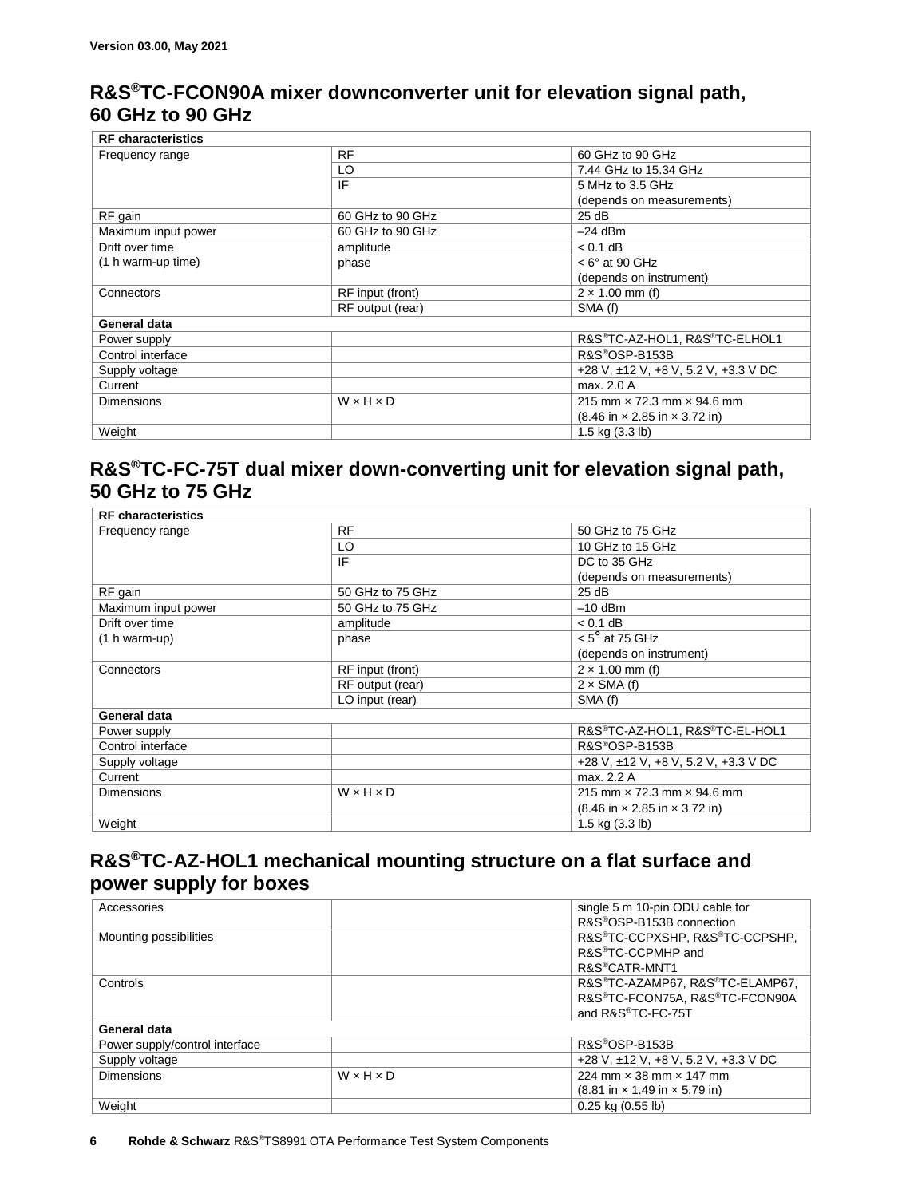Version 03.00, May 2021

## R&S®TC-FCON90A mixer downconverter unit for elevation signal path, 60 GHz to 90 GHz

| RF characteristics | | |
|---|---|---|
| Frequency range | RF | 60 GHz to 90 GHz |
| | LO | 7.44 GHz to 15.34 GHz |
| | IF | 5 MHz to 3.5 GHz (depends on measurements) |
| RF gain | 60 GHz to 90 GHz | 25 dB |
| Maximum input power | 60 GHz to 90 GHz | –24 dBm |
| Drift over time (1 h warm-up time) | amplitude | < 0.1 dB |
| | phase | < 6° at 90 GHz (depends on instrument) |
| Connectors | RF input (front) | 2 × 1.00 mm (f) |
| | RF output (rear) | SMA (f) |
| **General data** | | |
| Power supply | | R&S®TC-AZ-HOL1, R&S®TC-ELHOL1 |
| Control interface | | R&S®OSP-B153B |
| Supply voltage | | +28 V, ±12 V, +8 V, 5.2 V, +3.3 V DC |
| Current | | max. 2.0 A |
| Dimensions | W × H × D | 215 mm × 72.3 mm × 94.6 mm (8.46 in × 2.85 in × 3.72 in) |
| Weight | | 1.5 kg (3.3 lb) |

## R&S®TC-FC-75T dual mixer down-converting unit for elevation signal path, 50 GHz to 75 GHz

| RF characteristics | | |
|---|---|---|
| Frequency range | RF | 50 GHz to 75 GHz |
| | LO | 10 GHz to 15 GHz |
| | IF | DC to 35 GHz (depends on measurements) |
| RF gain | 50 GHz to 75 GHz | 25 dB |
| Maximum input power | 50 GHz to 75 GHz | –10 dBm |
| Drift over time (1 h warm-up) | amplitude | < 0.1 dB |
| | phase | < 5° at 75 GHz (depends on instrument) |
| Connectors | RF input (front) | 2 × 1.00 mm (f) |
| | RF output (rear) | 2 × SMA (f) |
| | LO input (rear) | SMA (f) |
| **General data** | | |
| Power supply | | R&S®TC-AZ-HOL1, R&S®TC-EL-HOL1 |
| Control interface | | R&S®OSP-B153B |
| Supply voltage | | +28 V, ±12 V, +8 V, 5.2 V, +3.3 V DC |
| Current | | max. 2.2 A |
| Dimensions | W × H × D | 215 mm × 72.3 mm × 94.6 mm (8.46 in × 2.85 in × 3.72 in) |
| Weight | | 1.5 kg (3.3 lb) |

## R&S®TC-AZ-HOL1 mechanical mounting structure on a flat surface and power supply for boxes

| | | |
|---|---|---|
| Accessories | | single 5 m 10-pin ODU cable for R&S®OSP-B153B connection |
| Mounting possibilities | | R&S®TC-CCPXSHP, R&S®TC-CCPSHP, R&S®TC-CCPMHP and R&S®CATR-MNT1 |
| Controls | | R&S®TC-AZAMP67, R&S®TC-ELAMP67, R&S®TC-FCON75A, R&S®TC-FCON90A and R&S®TC-FC-75T |
| **General data** | | |
| Power supply/control interface | | R&S®OSP-B153B |
| Supply voltage | | +28 V, ±12 V, +8 V, 5.2 V, +3.3 V DC |
| Dimensions | W × H × D | 224 mm × 38 mm × 147 mm (8.81 in × 1.49 in × 5.79 in) |
| Weight | | 0.25 kg (0.55 lb) |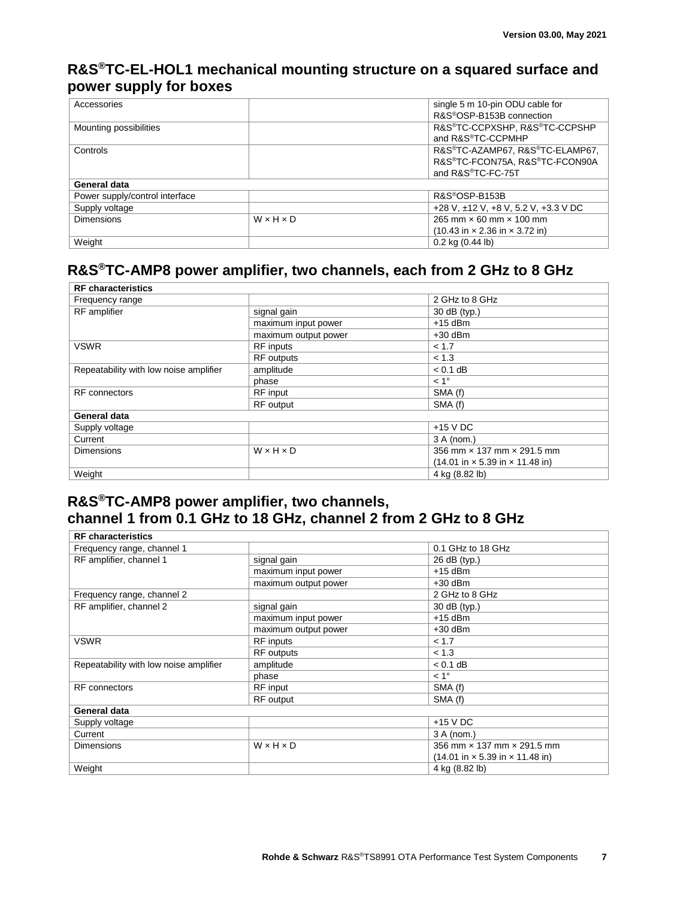## R&S®TC-EL-HOL1 mechanical mounting structure on a squared surface and power supply for boxes

| | | |
|---|---|---|
| Accessories | | single 5 m 10-pin ODU cable for R&S®OSP-B153B connection |
| Mounting possibilities | | R&S®TC-CCPXSHP, R&S®TC-CCPSHP and R&S®TC-CCPMHP |
| Controls | | R&S®TC-AZAMP67, R&S®TC-ELAMP67, R&S®TC-FCON75A, R&S®TC-FCON90A and R&S®TC-FC-75T |
| **General data** | | |
| Power supply/control interface | | R&S®OSP-B153B |
| Supply voltage | | +28 V, ±12 V, +8 V, 5.2 V, +3.3 V DC |
| Dimensions | W × H × D | 265 mm × 60 mm × 100 mm (10.43 in × 2.36 in × 3.72 in) |
| Weight | | 0.2 kg (0.44 lb) |

## R&S®TC-AMP8 power amplifier, two channels, each from 2 GHz to 8 GHz

| **RF characteristics** | | |
|---|---|---|
| Frequency range | | 2 GHz to 8 GHz |
| RF amplifier | signal gain | 30 dB (typ.) |
| | maximum input power | +15 dBm |
| | maximum output power | +30 dBm |
| VSWR | RF inputs | < 1.7 |
| | RF outputs | < 1.3 |
| Repeatability with low noise amplifier | amplitude | < 0.1 dB |
| | phase | < 1° |
| RF connectors | RF input | SMA (f) |
| | RF output | SMA (f) |
| **General data** | | |
| Supply voltage | | +15 V DC |
| Current | | 3 A (nom.) |
| Dimensions | W × H × D | 356 mm × 137 mm × 291.5 mm (14.01 in × 5.39 in × 11.48 in) |
| Weight | | 4 kg (8.82 lb) |

## R&S®TC-AMP8 power amplifier, two channels, channel 1 from 0.1 GHz to 18 GHz, channel 2 from 2 GHz to 8 GHz

| **RF characteristics** | | |
|---|---|---|
| Frequency range, channel 1 | | 0.1 GHz to 18 GHz |
| RF amplifier, channel 1 | signal gain | 26 dB (typ.) |
| | maximum input power | +15 dBm |
| | maximum output power | +30 dBm |
| Frequency range, channel 2 | | 2 GHz to 8 GHz |
| RF amplifier, channel 2 | signal gain | 30 dB (typ.) |
| | maximum input power | +15 dBm |
| | maximum output power | +30 dBm |
| VSWR | RF inputs | < 1.7 |
| | RF outputs | < 1.3 |
| Repeatability with low noise amplifier | amplitude | < 0.1 dB |
| | phase | < 1° |
| RF connectors | RF input | SMA (f) |
| | RF output | SMA (f) |
| **General data** | | |
| Supply voltage | | +15 V DC |
| Current | | 3 A (nom.) |
| Dimensions | W × H × D | 356 mm × 137 mm × 291.5 mm (14.01 in × 5.39 in × 11.48 in) |
| Weight | | 4 kg (8.82 lb) |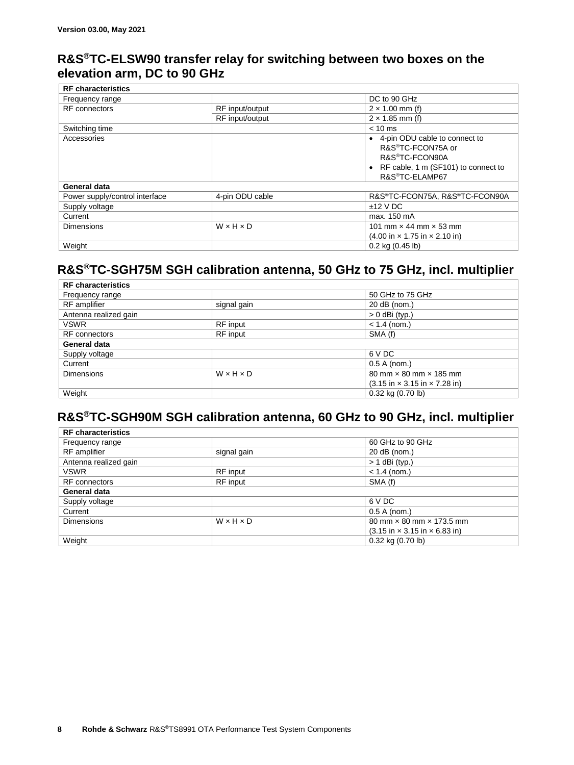Version 03.00, May 2021

## R&S®TC-ELSW90 transfer relay for switching between two boxes on the elevation arm, DC to 90 GHz

| RF characteristics | | |
|---|---|---|
| Frequency range | | DC to 90 GHz |
| RF connectors | RF input/output | 2 × 1.00 mm (f) |
| | RF input/output | 2 × 1.85 mm (f) |
| Switching time | | < 10 ms |
| Accessories | | • 4-pin ODU cable to connect to R&S®TC-FCON75A or R&S®TC-FCON90A<br>• RF cable, 1 m (SF101) to connect to R&S®TC-ELAMP67 |
| **General data** | | |
| Power supply/control interface | 4-pin ODU cable | R&S®TC-FCON75A, R&S®TC-FCON90A |
| Supply voltage | | ±12 V DC |
| Current | | max. 150 mA |
| Dimensions | W × H × D | 101 mm × 44 mm × 53 mm (4.00 in × 1.75 in × 2.10 in) |
| Weight | | 0.2 kg (0.45 lb) |

## R&S®TC-SGH75M SGH calibration antenna, 50 GHz to 75 GHz, incl. multiplier

| RF characteristics | | |
|---|---|---|
| Frequency range | | 50 GHz to 75 GHz |
| RF amplifier | signal gain | 20 dB (nom.) |
| Antenna realized gain | | > 0 dBi (typ.) |
| VSWR | RF input | < 1.4 (nom.) |
| RF connectors | RF input | SMA (f) |
| **General data** | | |
| Supply voltage | | 6 V DC |
| Current | | 0.5 A (nom.) |
| Dimensions | W × H × D | 80 mm × 80 mm × 185 mm (3.15 in × 3.15 in × 7.28 in) |
| Weight | | 0.32 kg (0.70 lb) |

## R&S®TC-SGH90M SGH calibration antenna, 60 GHz to 90 GHz, incl. multiplier

| RF characteristics | | |
|---|---|---|
| Frequency range | | 60 GHz to 90 GHz |
| RF amplifier | signal gain | 20 dB (nom.) |
| Antenna realized gain | | > 1 dBi (typ.) |
| VSWR | RF input | < 1.4 (nom.) |
| RF connectors | RF input | SMA (f) |
| **General data** | | |
| Supply voltage | | 6 V DC |
| Current | | 0.5 A (nom.) |
| Dimensions | W × H × D | 80 mm × 80 mm × 173.5 mm (3.15 in × 3.15 in × 6.83 in) |
| Weight | | 0.32 kg (0.70 lb) |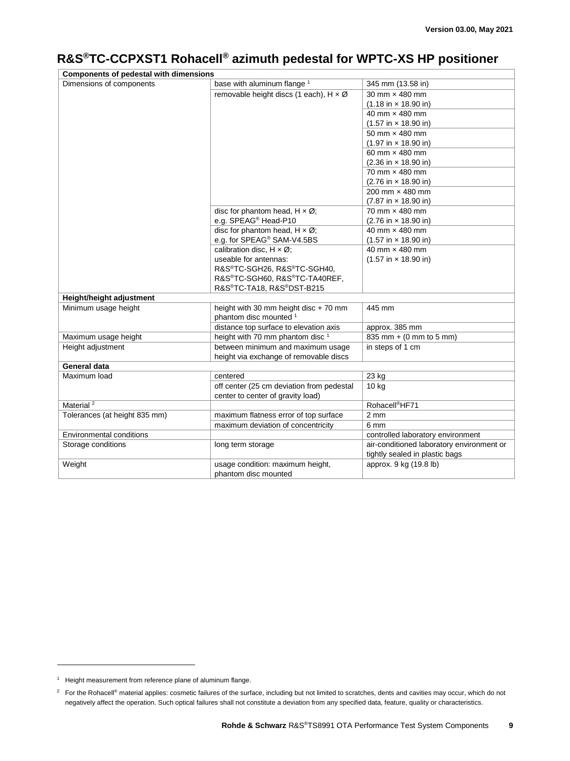# R&S®TC-CCPXST1 Rohacell® azimuth pedestal for WPTC-XS HP positioner

| Components of pedestal with dimensions | | |
|---|---|---|
| Dimensions of components | base with aluminum flange [1] | 345 mm (13.58 in) |
| | removable height discs (1 each), H × Ø | 30 mm × 480 mm (1.18 in × 18.90 in) |
| | | 40 mm × 480 mm (1.57 in × 18.90 in) |
| | | 50 mm × 480 mm (1.97 in × 18.90 in) |
| | | 60 mm × 480 mm (2.36 in × 18.90 in) |
| | | 70 mm × 480 mm (2.76 in × 18.90 in) |
| | | 200 mm × 480 mm (7.87 in × 18.90 in) |
| | disc for phantom head, H × Ø; e.g. SPEAG® Head-P10 | 70 mm × 480 mm (2.76 in × 18.90 in) |
| | disc for phantom head, H × Ø; e.g. for SPEAG® SAM-V4.5BS | 40 mm × 480 mm (1.57 in × 18.90 in) |
| | calibration disc, H × Ø; useable for antennas: R&S®TC-SGH26, R&S®TC-SGH40, R&S®TC-SGH60, R&S®TC-TA40REF, R&S®TC-TA18, R&S®DST-B215 | 40 mm × 480 mm (1.57 in × 18.90 in) |
| **Height/height adjustment** | | |
| Minimum usage height | height with 30 mm height disc + 70 mm phantom disc mounted [1] | 445 mm |
| | distance top surface to elevation axis | approx. 385 mm |
| Maximum usage height | height with 70 mm phantom disc [1] | 835 mm + (0 mm to 5 mm) |
| Height adjustment | between minimum and maximum usage height via exchange of removable discs | in steps of 1 cm |
| **General data** | | |
| Maximum load | centered | 23 kg |
| | off center (25 cm deviation from pedestal center to center of gravity load) | 10 kg |
| Material [2] | | Rohacell®HF71 |
| Tolerances (at height 835 mm) | maximum flatness error of top surface | 2 mm |
| | maximum deviation of concentricity | 6 mm |
| Environmental conditions | | controlled laboratory environment |
| Storage conditions | long term storage | air-conditioned laboratory environment or tightly sealed in plastic bags |
| Weight | usage condition: maximum height, phantom disc mounted | approx. 9 kg (19.8 lb) |

[1] Height measurement from reference plane of aluminum flange.

[2] For the Rohacell® material applies: cosmetic failures of the surface, including but not limited to scratches, dents and cavities may occur, which do not negatively affect the operation. Such optical failures shall not constitute a deviation from any specified data, feature, quality or characteristics.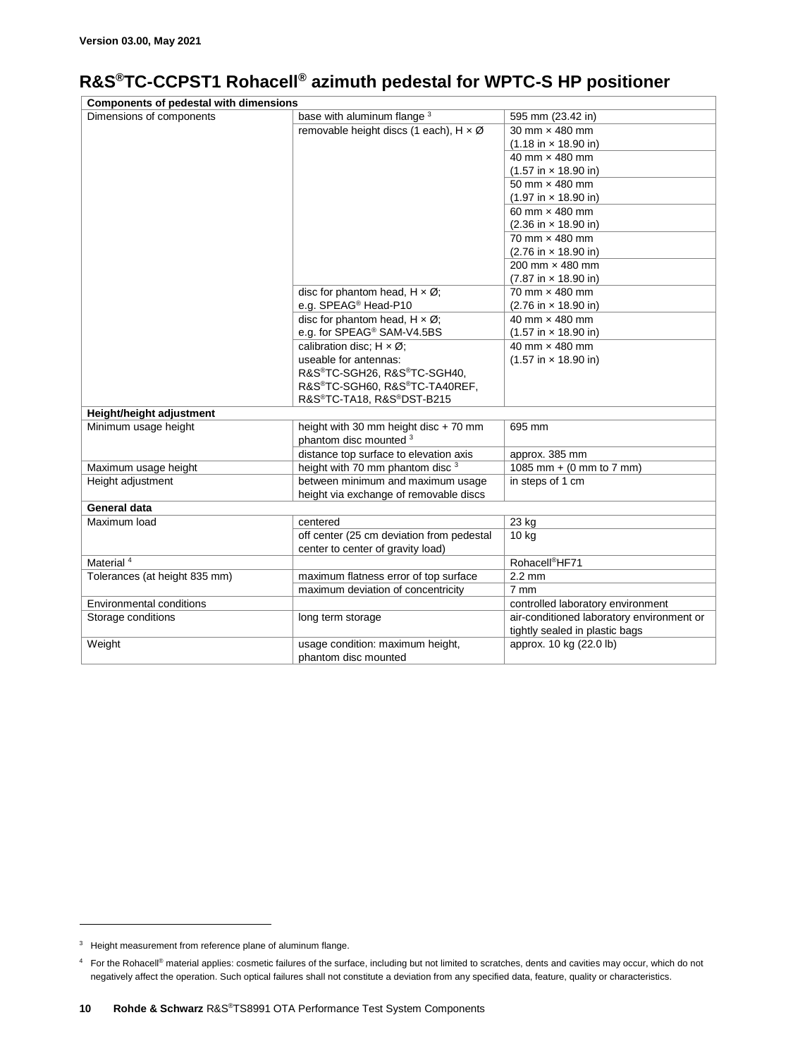## R&S®TC-CCPST1 Rohacell® azimuth pedestal for WPTC-S HP positioner

| Components of pedestal with dimensions | | |
|---|---|---|
| Dimensions of components | base with aluminum flange [3] | 595 mm (23.42 in) |
| | removable height discs (1 each), H × Ø | 30 mm × 480 mm (1.18 in × 18.90 in) |
| | | 40 mm × 480 mm (1.57 in × 18.90 in) |
| | | 50 mm × 480 mm (1.97 in × 18.90 in) |
| | | 60 mm × 480 mm (2.36 in × 18.90 in) |
| | | 70 mm × 480 mm (2.76 in × 18.90 in) |
| | | 200 mm × 480 mm (7.87 in × 18.90 in) |
| | disc for phantom head, H × Ø; e.g. SPEAG® Head-P10 | 70 mm × 480 mm (2.76 in × 18.90 in) |
| | disc for phantom head, H × Ø; e.g. for SPEAG® SAM-V4.5BS | 40 mm × 480 mm (1.57 in × 18.90 in) |
| | calibration disc; H × Ø; useable for antennas: R&S®TC-SGH26, R&S®TC-SGH40, R&S®TC-SGH60, R&S®TC-TA40REF, R&S®TC-TA18, R&S®DST-B215 | 40 mm × 480 mm (1.57 in × 18.90 in) |
| **Height/height adjustment** | | |
| Minimum usage height | height with 30 mm height disc + 70 mm phantom disc mounted [3] | 695 mm |
| | distance top surface to elevation axis | approx. 385 mm |
| Maximum usage height | height with 70 mm phantom disc [3] | 1085 mm + (0 mm to 7 mm) |
| Height adjustment | between minimum and maximum usage height via exchange of removable discs | in steps of 1 cm |
| **General data** | | |
| Maximum load | centered | 23 kg |
| | off center (25 cm deviation from pedestal center to center of gravity load) | 10 kg |
| Material [4] | | Rohacell®HF71 |
| Tolerances (at height 835 mm) | maximum flatness error of top surface | 2.2 mm |
| | maximum deviation of concentricity | 7 mm |
| Environmental conditions | | controlled laboratory environment |
| Storage conditions | long term storage | air-conditioned laboratory environment or tightly sealed in plastic bags |
| Weight | usage condition: maximum height, phantom disc mounted | approx. 10 kg (22.0 lb) |

[3] Height measurement from reference plane of aluminum flange.

[4] For the Rohacell® material applies: cosmetic failures of the surface, including but not limited to scratches, dents and cavities may occur, which do not negatively affect the operation. Such optical failures shall not constitute a deviation from any specified data, feature, quality or characteristics.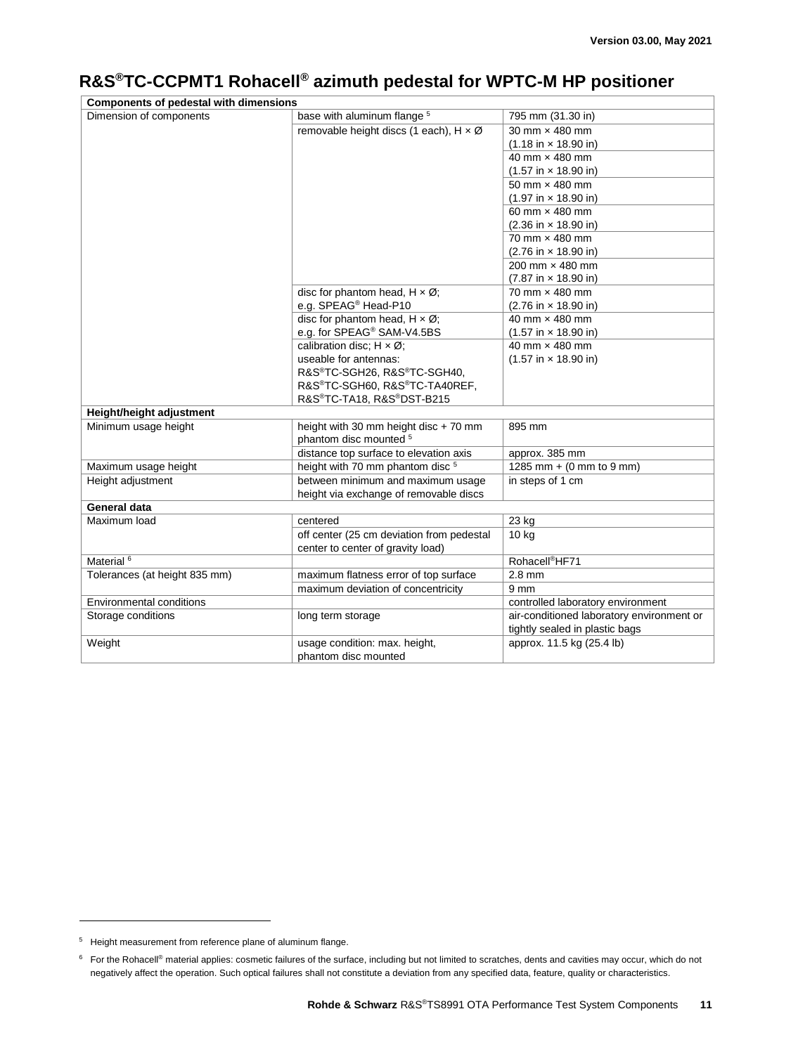# R&S®TC-CCPMT1 Rohacell® azimuth pedestal for WPTC-M HP positioner

| Components of pedestal with dimensions | | |
|---|---|---|
| Dimension of components | base with aluminum flange [5] | 795 mm (31.30 in) |
| | removable height discs (1 each), H × Ø | 30 mm × 480 mm (1.18 in × 18.90 in) |
| | | 40 mm × 480 mm (1.57 in × 18.90 in) |
| | | 50 mm × 480 mm (1.97 in × 18.90 in) |
| | | 60 mm × 480 mm (2.36 in × 18.90 in) |
| | | 70 mm × 480 mm (2.76 in × 18.90 in) |
| | | 200 mm × 480 mm (7.87 in × 18.90 in) |
| | disc for phantom head, H × Ø; e.g. SPEAG® Head-P10 | 70 mm × 480 mm (2.76 in × 18.90 in) |
| | disc for phantom head, H × Ø; e.g. for SPEAG® SAM-V4.5BS | 40 mm × 480 mm (1.57 in × 18.90 in) |
| | calibration disc; H × Ø; useable for antennas: R&S®TC-SGH26, R&S®TC-SGH40, R&S®TC-SGH60, R&S®TC-TA40REF, R&S®TC-TA18, R&S®DST-B215 | 40 mm × 480 mm (1.57 in × 18.90 in) |
| **Height/height adjustment** | | |
| Minimum usage height | height with 30 mm height disc + 70 mm phantom disc mounted [5] | 895 mm |
| | distance top surface to elevation axis | approx. 385 mm |
| Maximum usage height | height with 70 mm phantom disc [5] | 1285 mm + (0 mm to 9 mm) |
| Height adjustment | between minimum and maximum usage height via exchange of removable discs | in steps of 1 cm |
| **General data** | | |
| Maximum load | centered | 23 kg |
| | off center (25 cm deviation from pedestal center to center of gravity load) | 10 kg |
| Material [6] | | Rohacell®HF71 |
| Tolerances (at height 835 mm) | maximum flatness error of top surface | 2.8 mm |
| | maximum deviation of concentricity | 9 mm |
| Environmental conditions | | controlled laboratory environment |
| Storage conditions | long term storage | air-conditioned laboratory environment or tightly sealed in plastic bags |
| Weight | usage condition: max. height, phantom disc mounted | approx. 11.5 kg (25.4 lb) |

[5] Height measurement from reference plane of aluminum flange.

[6] For the Rohacell® material applies: cosmetic failures of the surface, including but not limited to scratches, dents and cavities may occur, which do not negatively affect the operation. Such optical failures shall not constitute a deviation from any specified data, feature, quality or characteristics.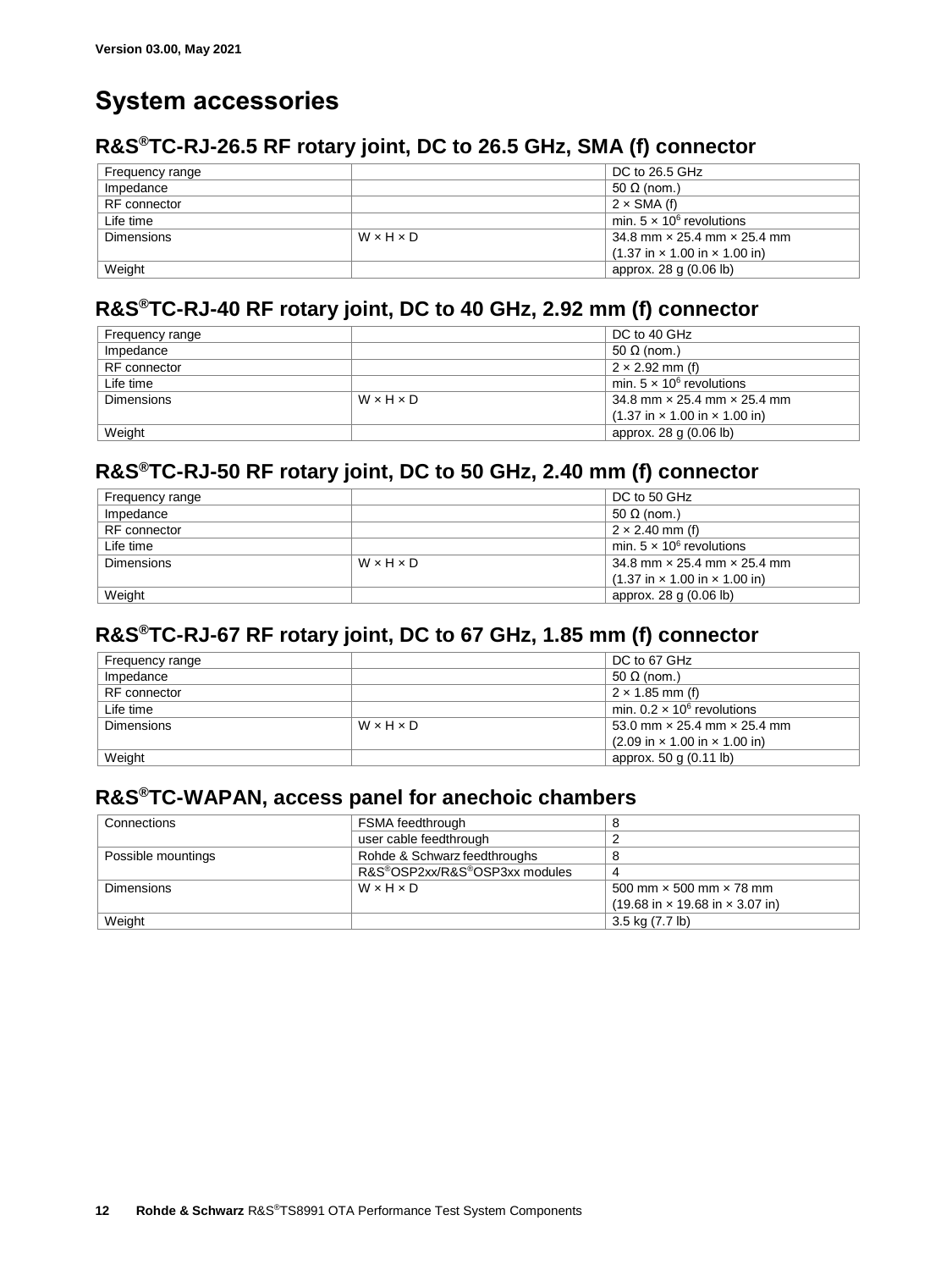# System accessories

## R&S®TC-RJ-26.5 RF rotary joint, DC to 26.5 GHz, SMA (f) connector

| | | |
|---|---|---|
| Frequency range | | DC to 26.5 GHz |
| Impedance | | 50 Ω (nom.) |
| RF connector | | 2 × SMA (f) |
| Life time | | min. 5 × $10^6$ revolutions |
| Dimensions | W × H × D | 34.8 mm × 25.4 mm × 25.4 mm (1.37 in × 1.00 in × 1.00 in) |
| Weight | | approx. 28 g (0.06 lb) |

## R&S®TC-RJ-40 RF rotary joint, DC to 40 GHz, 2.92 mm (f) connector

| | | |
|---|---|---|
| Frequency range | | DC to 40 GHz |
| Impedance | | 50 Ω (nom.) |
| RF connector | | 2 × 2.92 mm (f) |
| Life time | | min. 5 × $10^6$ revolutions |
| Dimensions | W × H × D | 34.8 mm × 25.4 mm × 25.4 mm (1.37 in × 1.00 in × 1.00 in) |
| Weight | | approx. 28 g (0.06 lb) |

## R&S®TC-RJ-50 RF rotary joint, DC to 50 GHz, 2.40 mm (f) connector

| | | |
|---|---|---|
| Frequency range | | DC to 50 GHz |
| Impedance | | 50 Ω (nom.) |
| RF connector | | 2 × 2.40 mm (f) |
| Life time | | min. 5 × $10^6$ revolutions |
| Dimensions | W × H × D | 34.8 mm × 25.4 mm × 25.4 mm (1.37 in × 1.00 in × 1.00 in) |
| Weight | | approx. 28 g (0.06 lb) |

## R&S®TC-RJ-67 RF rotary joint, DC to 67 GHz, 1.85 mm (f) connector

| | | |
|---|---|---|
| Frequency range | | DC to 67 GHz |
| Impedance | | 50 Ω (nom.) |
| RF connector | | 2 × 1.85 mm (f) |
| Life time | | min. 0.2 × $10^6$ revolutions |
| Dimensions | W × H × D | 53.0 mm × 25.4 mm × 25.4 mm (2.09 in × 1.00 in × 1.00 in) |
| Weight | | approx. 50 g (0.11 lb) |

## R&S®TC-WAPAN, access panel for anechoic chambers

| | | |
|---|---|---|
| Connections | FSMA feedthrough | 8 |
| | user cable feedthrough | 2 |
| Possible mountings | Rohde & Schwarz feedthroughs | 8 |
| | R&S®OSP2xx/R&S®OSP3xx modules | 4 |
| Dimensions | W × H × D | 500 mm × 500 mm × 78 mm (19.68 in × 19.68 in × 3.07 in) |
| Weight | | 3.5 kg (7.7 lb) |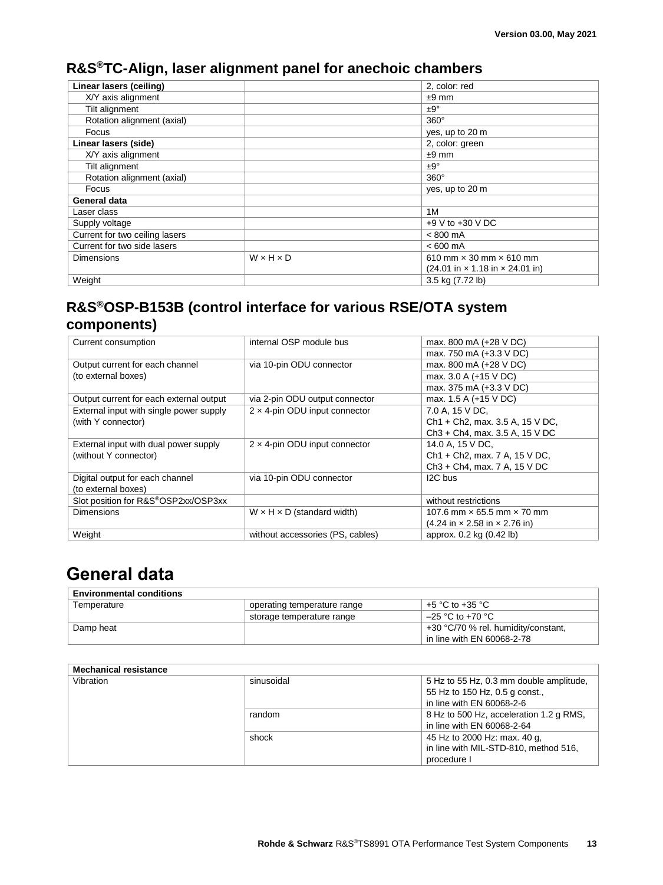## R&S®TC-Align, laser alignment panel for anechoic chambers

| | | |
|---|---|---|
| **Linear lasers (ceiling)** | | 2, color: red |
| X/Y axis alignment | | ±9 mm |
| Tilt alignment | | ±9° |
| Rotation alignment (axial) | | 360° |
| Focus | | yes, up to 20 m |
| **Linear lasers (side)** | | 2, color: green |
| X/Y axis alignment | | ±9 mm |
| Tilt alignment | | ±9° |
| Rotation alignment (axial) | | 360° |
| Focus | | yes, up to 20 m |
| **General data** | | |
| Laser class | | 1M |
| Supply voltage | | +9 V to +30 V DC |
| Current for two ceiling lasers | | < 800 mA |
| Current for two side lasers | | < 600 mA |
| Dimensions | W × H × D | 610 mm × 30 mm × 610 mm (24.01 in × 1.18 in × 24.01 in) |
| Weight | | 3.5 kg (7.72 lb) |

## R&S®OSP-B153B (control interface for various RSE/OTA system components)

| | | |
|---|---|---|
| Current consumption | internal OSP module bus | max. 800 mA (+28 V DC) |
| | | max. 750 mA (+3.3 V DC) |
| Output current for each channel (to external boxes) | via 10-pin ODU connector | max. 800 mA (+28 V DC) |
| | | max. 3.0 A (+15 V DC) |
| | | max. 375 mA (+3.3 V DC) |
| Output current for each external output | via 2-pin ODU output connector | max. 1.5 A (+15 V DC) |
| External input with single power supply (with Y connector) | 2 × 4-pin ODU input connector | 7.0 A, 15 V DC, Ch1 + Ch2, max. 3.5 A, 15 V DC, Ch3 + Ch4, max. 3.5 A, 15 V DC |
| External input with dual power supply (without Y connector) | 2 × 4-pin ODU input connector | 14.0 A, 15 V DC, Ch1 + Ch2, max. 7 A, 15 V DC, Ch3 + Ch4, max. 7 A, 15 V DC |
| Digital output for each channel (to external boxes) | via 10-pin ODU connector | I2C bus |
| Slot position for R&S®OSP2xx/OSP3xx | | without restrictions |
| Dimensions | W × H × D (standard width) | 107.6 mm × 65.5 mm × 70 mm (4.24 in × 2.58 in × 2.76 in) |
| Weight | without accessories (PS, cables) | approx. 0.2 kg (0.42 lb) |

# General data

| **Environmental conditions** | | |
|---|---|---|
| Temperature | operating temperature range | +5 °C to +35 °C |
| | storage temperature range | –25 °C to +70 °C |
| Damp heat | | +30 °C/70 % rel. humidity/constant, in line with EN 60068-2-78 |

| **Mechanical resistance** | | |
|---|---|---|
| Vibration | sinusoidal | 5 Hz to 55 Hz, 0.3 mm double amplitude, 55 Hz to 150 Hz, 0.5 g const., in line with EN 60068-2-6 |
| | random | 8 Hz to 500 Hz, acceleration 1.2 g RMS, in line with EN 60068-2-64 |
| | shock | 45 Hz to 2000 Hz: max. 40 g, in line with MIL-STD-810, method 516, procedure I |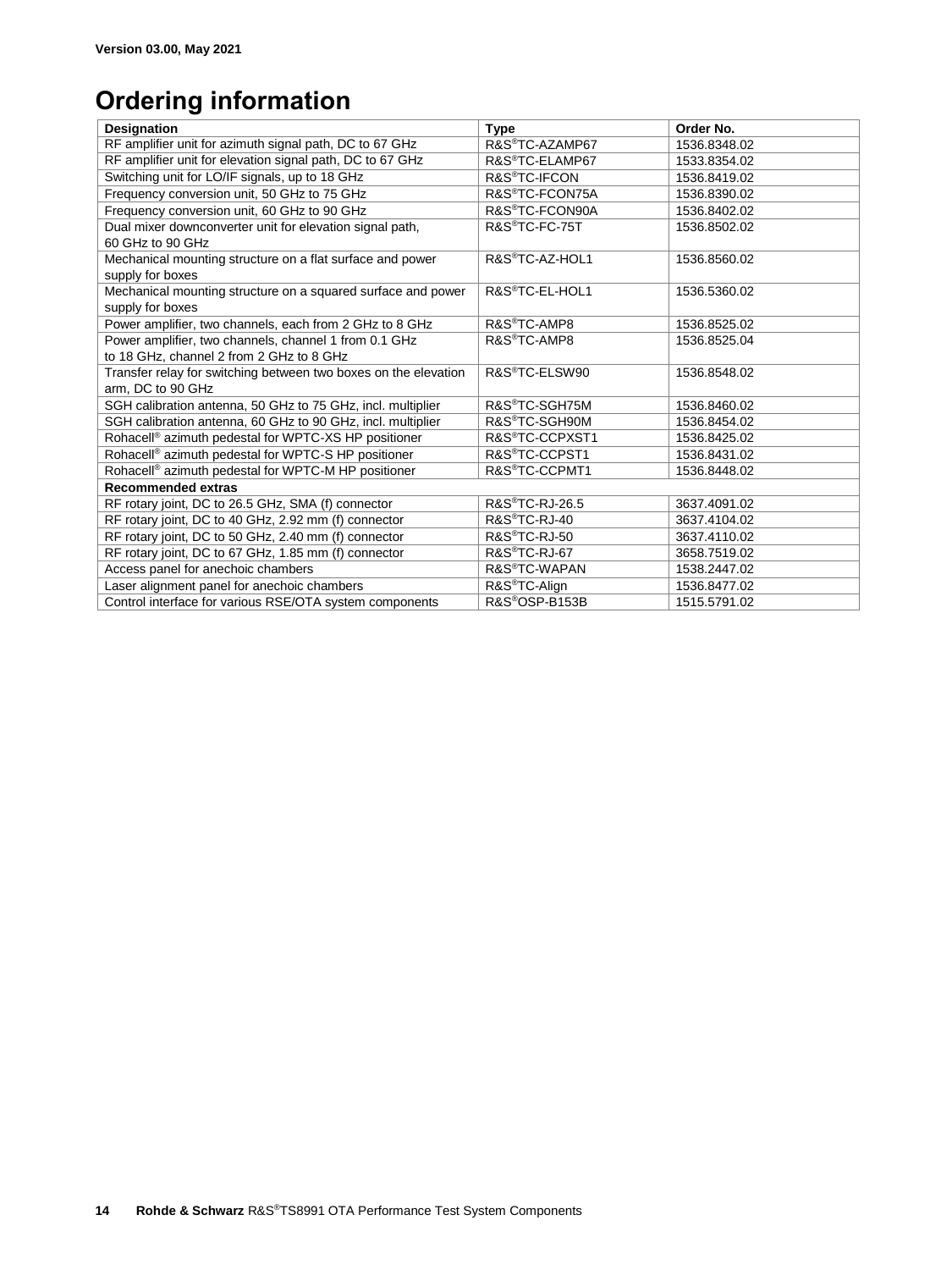Version 03.00, May 2021

# Ordering information

| Designation | Type | Order No. |
|---|---|---|
| RF amplifier unit for azimuth signal path, DC to 67 GHz | R&S®TC-AZAMP67 | 1536.8348.02 |
| RF amplifier unit for elevation signal path, DC to 67 GHz | R&S®TC-ELAMP67 | 1533.8354.02 |
| Switching unit for LO/IF signals, up to 18 GHz | R&S®TC-IFCON | 1536.8419.02 |
| Frequency conversion unit, 50 GHz to 75 GHz | R&S®TC-FCON75A | 1536.8390.02 |
| Frequency conversion unit, 60 GHz to 90 GHz | R&S®TC-FCON90A | 1536.8402.02 |
| Dual mixer downconverter unit for elevation signal path, 60 GHz to 90 GHz | R&S®TC-FC-75T | 1536.8502.02 |
| Mechanical mounting structure on a flat surface and power supply for boxes | R&S®TC-AZ-HOL1 | 1536.8560.02 |
| Mechanical mounting structure on a squared surface and power supply for boxes | R&S®TC-EL-HOL1 | 1536.5360.02 |
| Power amplifier, two channels, each from 2 GHz to 8 GHz | R&S®TC-AMP8 | 1536.8525.02 |
| Power amplifier, two channels, channel 1 from 0.1 GHz to 18 GHz, channel 2 from 2 GHz to 8 GHz | R&S®TC-AMP8 | 1536.8525.04 |
| Transfer relay for switching between two boxes on the elevation arm, DC to 90 GHz | R&S®TC-ELSW90 | 1536.8548.02 |
| SGH calibration antenna, 50 GHz to 75 GHz, incl. multiplier | R&S®TC-SGH75M | 1536.8460.02 |
| SGH calibration antenna, 60 GHz to 90 GHz, incl. multiplier | R&S®TC-SGH90M | 1536.8454.02 |
| Rohacell® azimuth pedestal for WPTC-XS HP positioner | R&S®TC-CCPXST1 | 1536.8425.02 |
| Rohacell® azimuth pedestal for WPTC-S HP positioner | R&S®TC-CCPST1 | 1536.8431.02 |
| Rohacell® azimuth pedestal for WPTC-M HP positioner | R&S®TC-CCPMT1 | 1536.8448.02 |
| **Recommended extras** | | |
| RF rotary joint, DC to 26.5 GHz, SMA (f) connector | R&S®TC-RJ-26.5 | 3637.4091.02 |
| RF rotary joint, DC to 40 GHz, 2.92 mm (f) connector | R&S®TC-RJ-40 | 3637.4104.02 |
| RF rotary joint, DC to 50 GHz, 2.40 mm (f) connector | R&S®TC-RJ-50 | 3637.4110.02 |
| RF rotary joint, DC to 67 GHz, 1.85 mm (f) connector | R&S®TC-RJ-67 | 3658.7519.02 |
| Access panel for anechoic chambers | R&S®TC-WAPAN | 1538.2447.02 |
| Laser alignment panel for anechoic chambers | R&S®TC-Align | 1536.8477.02 |
| Control interface for various RSE/OTA system components | R&S®OSP-B153B | 1515.5791.02 |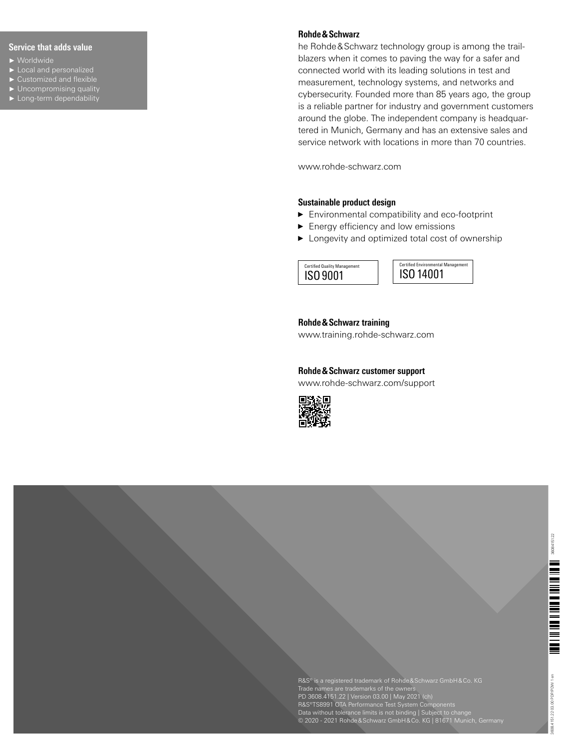### Service that adds value

- Worldwide
- Local and personalized
- Customized and flexible
- Uncompromising quality
- Long-term dependability

### Rohde & Schwarz

he Rohde & Schwarz technology group is among the trailblazers when it comes to paving the way for a safer and connected world with its leading solutions in test and measurement, technology systems, and networks and cybersecurity. Founded more than 85 years ago, the group is a reliable partner for industry and government customers around the globe. The independent company is headquartered in Munich, Germany and has an extensive sales and service network with locations in more than 70 countries.

www.rohde-schwarz.com

### Sustainable product design

- Environmental compatibility and eco-footprint
- Energy efficiency and low emissions
- Longevity and optimized total cost of ownership

Certified Quality Management
ISO 9001

Certified Environmental Management
ISO 14001

### Rohde & Schwarz training

www.training.rohde-schwarz.com

### Rohde & Schwarz customer support

www.rohde-schwarz.com/support

R&S® is a registered trademark of Rohde & Schwarz GmbH & Co. KG
Trade names are trademarks of the owners
PD 3608.4151.22 | Version 03.00 | May 2021 (ch)
R&S®TS8991 OTA Performance Test System Components
Data without tolerance limits is not binding | Subject to change
© 2020 - 2021 Rohde & Schwarz GmbH & Co. KG | 81671 Munich, Germany

3608415122

3608.4151.22 03.00 PDP/PDW 1 en